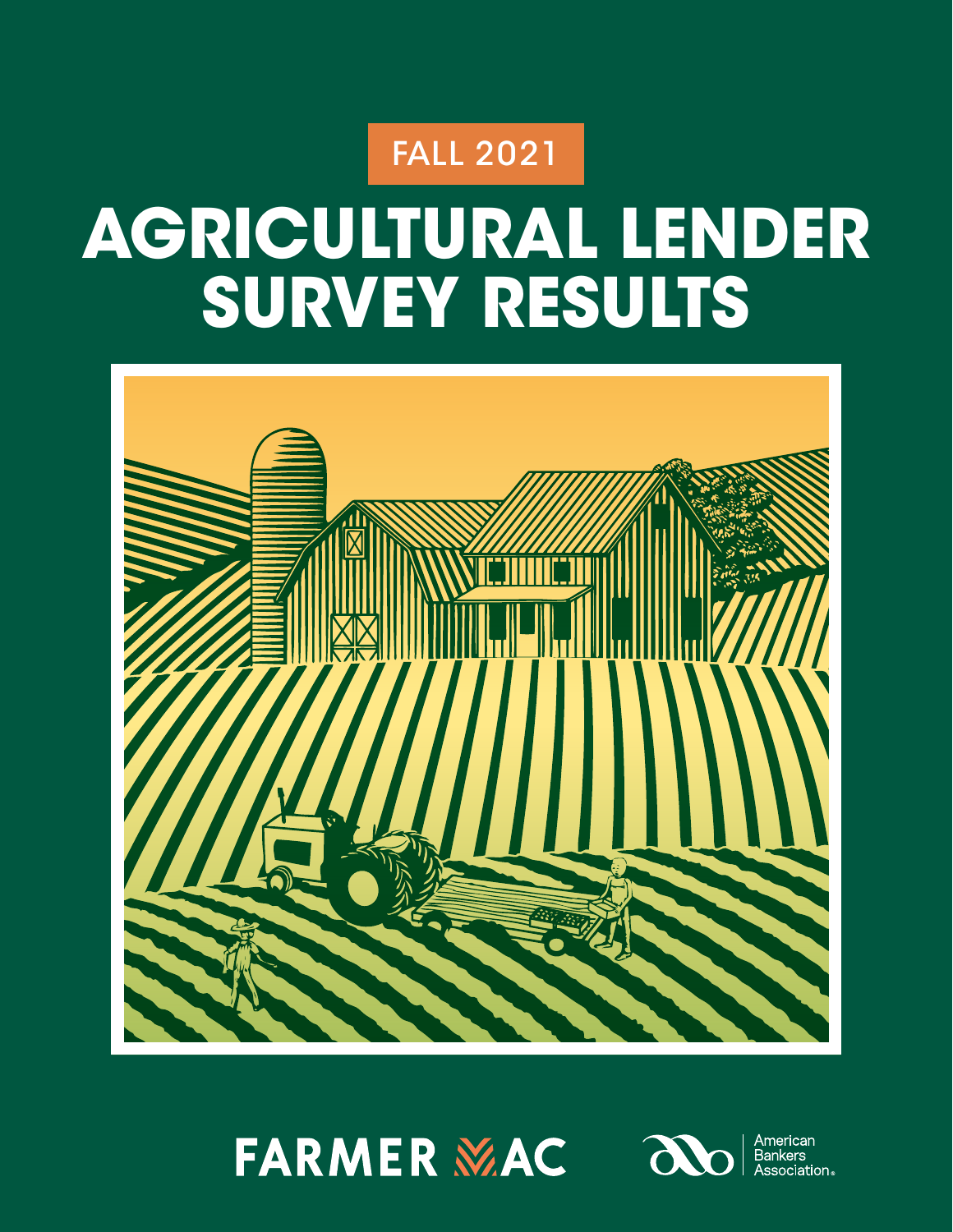FALL 2021

# AGRICULTURAL LENDER SURVEY RESULTS

FARMER MAC

American Bankers Association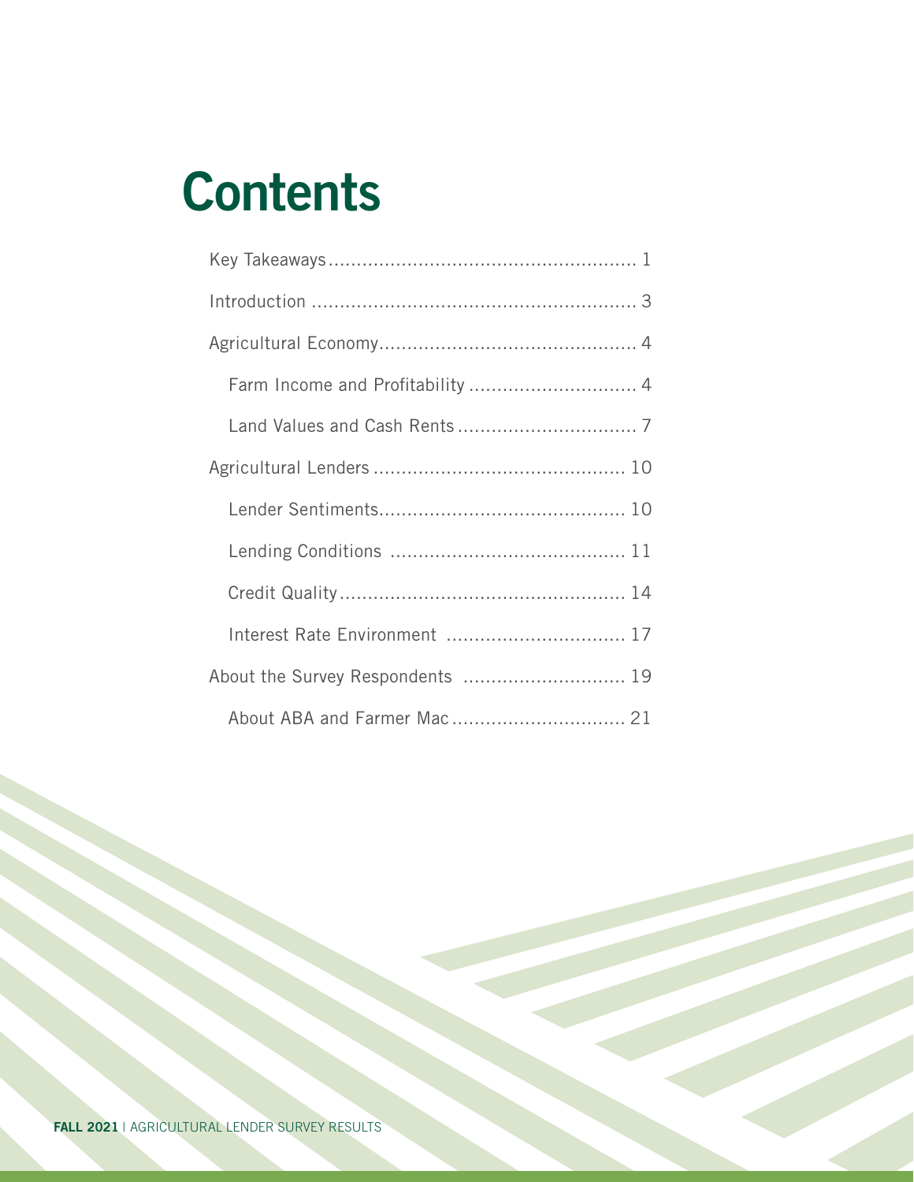# Contents

Key Takeaways...................................................... 1

Introduction ......................................................... 3

Agricultural Economy............................................. 4

- Farm Income and Profitability .............................. 4
- Land Values and Cash Rents ................................ 7

Agricultural Lenders ............................................ 10

- Lender Sentiments........................................... 10
- Lending Conditions ......................................... 11
- Credit Quality.................................................. 14
- Interest Rate Environment ................................ 17

About the Survey Respondents ............................ 19

- About ABA and Farmer Mac ............................... 21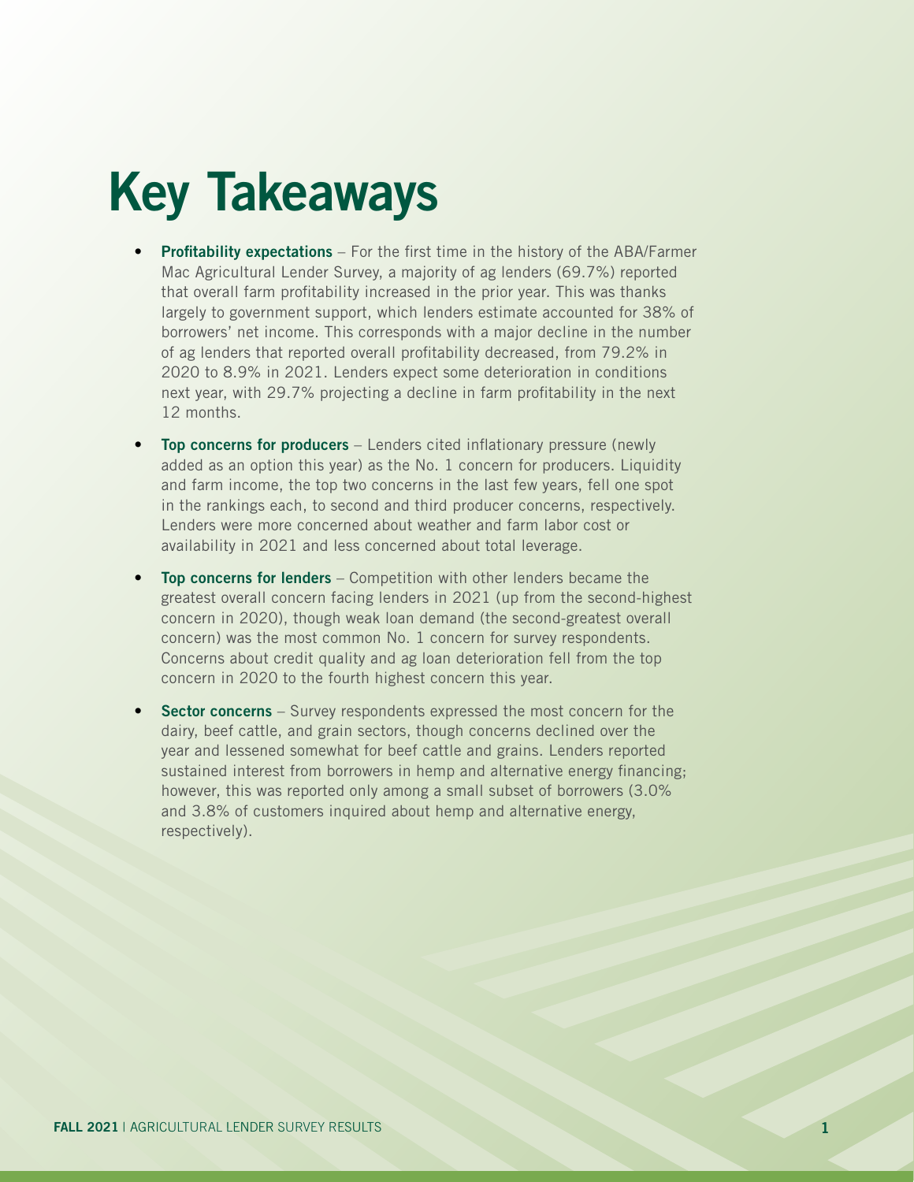# Key Takeaways

- **Profitability expectations** – For the first time in the history of the ABA/Farmer Mac Agricultural Lender Survey, a majority of ag lenders (69.7%) reported that overall farm profitability increased in the prior year. This was thanks largely to government support, which lenders estimate accounted for 38% of borrowers' net income. This corresponds with a major decline in the number of ag lenders that reported overall profitability decreased, from 79.2% in 2020 to 8.9% in 2021. Lenders expect some deterioration in conditions next year, with 29.7% projecting a decline in farm profitability in the next 12 months.
- **Top concerns for producers** – Lenders cited inflationary pressure (newly added as an option this year) as the No. 1 concern for producers. Liquidity and farm income, the top two concerns in the last few years, fell one spot in the rankings each, to second and third producer concerns, respectively. Lenders were more concerned about weather and farm labor cost or availability in 2021 and less concerned about total leverage.
- **Top concerns for lenders** – Competition with other lenders became the greatest overall concern facing lenders in 2021 (up from the second-highest concern in 2020), though weak loan demand (the second-greatest overall concern) was the most common No. 1 concern for survey respondents. Concerns about credit quality and ag loan deterioration fell from the top concern in 2020 to the fourth highest concern this year.
- **Sector concerns** – Survey respondents expressed the most concern for the dairy, beef cattle, and grain sectors, though concerns declined over the year and lessened somewhat for beef cattle and grains. Lenders reported sustained interest from borrowers in hemp and alternative energy financing; however, this was reported only among a small subset of borrowers (3.0% and 3.8% of customers inquired about hemp and alternative energy, respectively).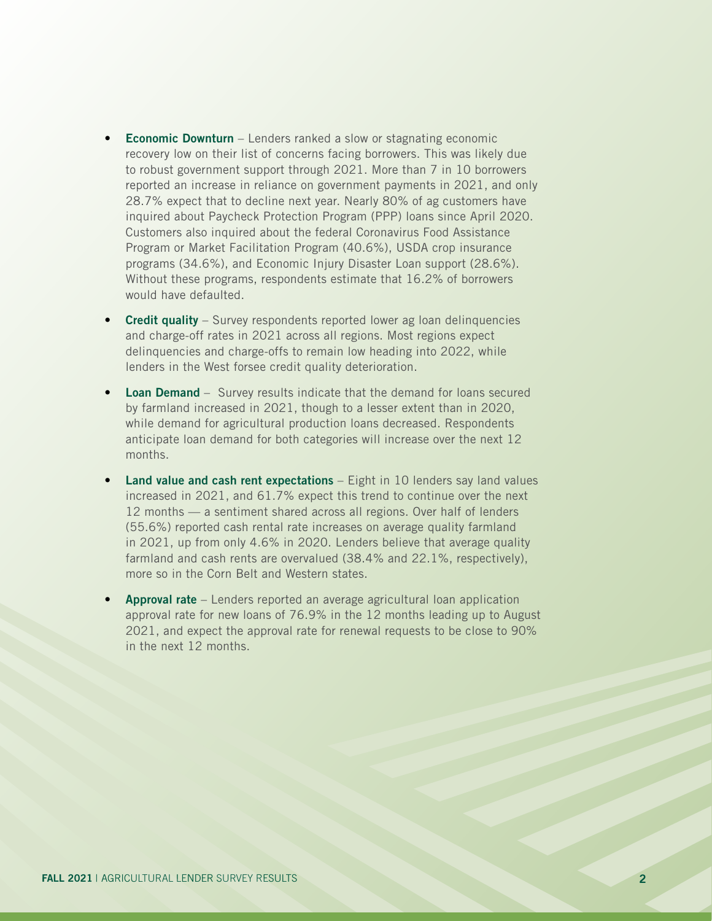- **Economic Downturn** – Lenders ranked a slow or stagnating economic recovery low on their list of concerns facing borrowers. This was likely due to robust government support through 2021. More than 7 in 10 borrowers reported an increase in reliance on government payments in 2021, and only 28.7% expect that to decline next year. Nearly 80% of ag customers have inquired about Paycheck Protection Program (PPP) loans since April 2020. Customers also inquired about the federal Coronavirus Food Assistance Program or Market Facilitation Program (40.6%), USDA crop insurance programs (34.6%), and Economic Injury Disaster Loan support (28.6%). Without these programs, respondents estimate that 16.2% of borrowers would have defaulted.
- **Credit quality** – Survey respondents reported lower ag loan delinquencies and charge-off rates in 2021 across all regions. Most regions expect delinquencies and charge-offs to remain low heading into 2022, while lenders in the West forsee credit quality deterioration.
- **Loan Demand** – Survey results indicate that the demand for loans secured by farmland increased in 2021, though to a lesser extent than in 2020, while demand for agricultural production loans decreased. Respondents anticipate loan demand for both categories will increase over the next 12 months.
- **Land value and cash rent expectations** – Eight in 10 lenders say land values increased in 2021, and 61.7% expect this trend to continue over the next 12 months — a sentiment shared across all regions. Over half of lenders (55.6%) reported cash rental rate increases on average quality farmland in 2021, up from only 4.6% in 2020. Lenders believe that average quality farmland and cash rents are overvalued (38.4% and 22.1%, respectively), more so in the Corn Belt and Western states.
- **Approval rate** – Lenders reported an average agricultural loan application approval rate for new loans of 76.9% in the 12 months leading up to August 2021, and expect the approval rate for renewal requests to be close to 90% in the next 12 months.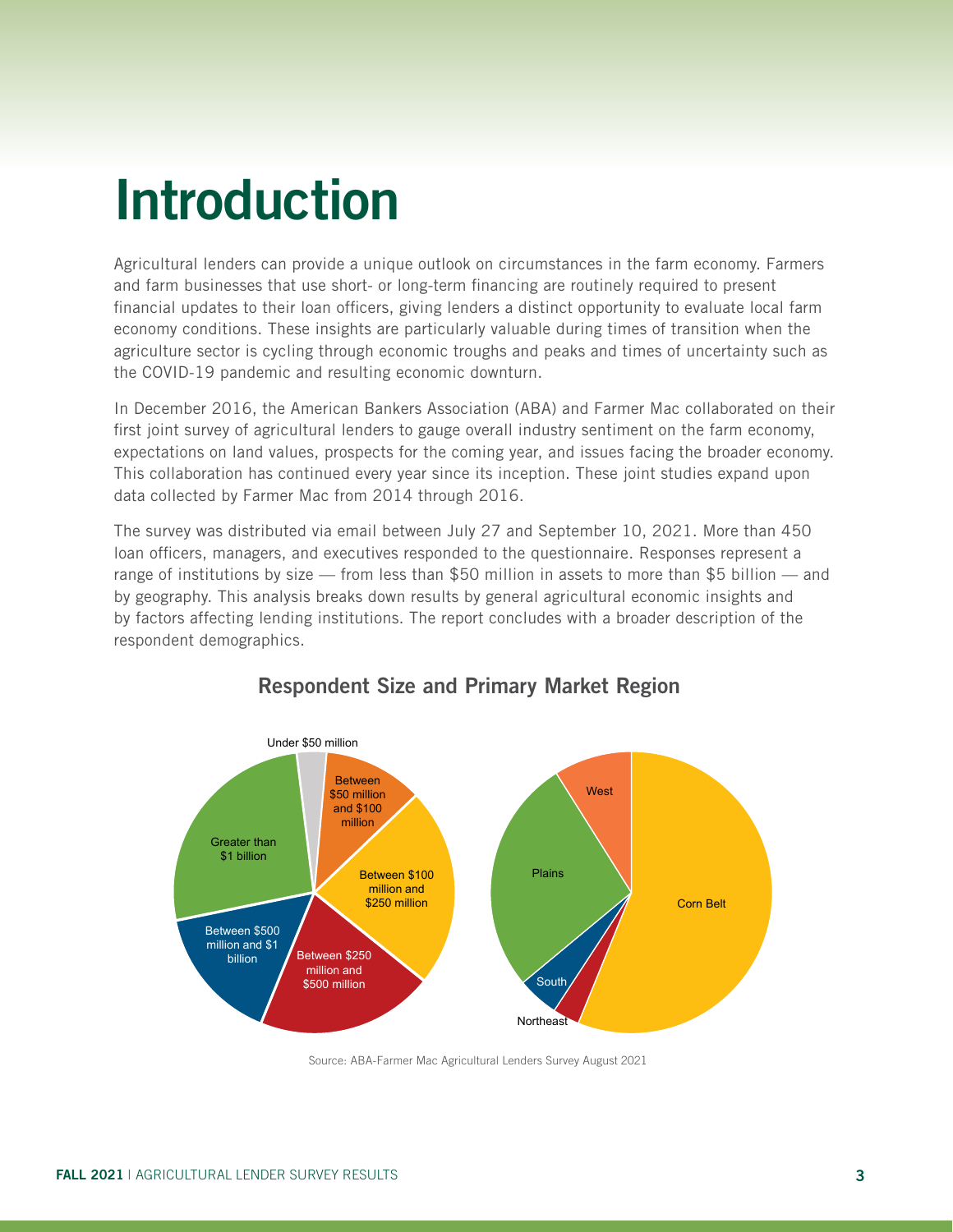# Introduction

Agricultural lenders can provide a unique outlook on circumstances in the farm economy. Farmers and farm businesses that use short- or long-term financing are routinely required to present financial updates to their loan officers, giving lenders a distinct opportunity to evaluate local farm economy conditions. These insights are particularly valuable during times of transition when the agriculture sector is cycling through economic troughs and peaks and times of uncertainty such as the COVID-19 pandemic and resulting economic downturn.

In December 2016, the American Bankers Association (ABA) and Farmer Mac collaborated on their first joint survey of agricultural lenders to gauge overall industry sentiment on the farm economy, expectations on land values, prospects for the coming year, and issues facing the broader economy. This collaboration has continued every year since its inception. These joint studies expand upon data collected by Farmer Mac from 2014 through 2016.

The survey was distributed via email between July 27 and September 10, 2021. More than 450 loan officers, managers, and executives responded to the questionnaire. Responses represent a range of institutions by size — from less than $50 million in assets to more than $5 billion — and by geography. This analysis breaks down results by general agricultural economic insights and by factors affecting lending institutions. The report concludes with a broader description of the respondent demographics.

## Respondent Size and Primary Market Region

Under $50 million
Between $50 million and $100 million
Between $100 million and $250 million
Between $250 million and $500 million
Between $500 million and $1 billion
Greater than $1 billion

West
Plains
Corn Belt
South
Northeast

Source: ABA-Farmer Mac Agricultural Lenders Survey August 2021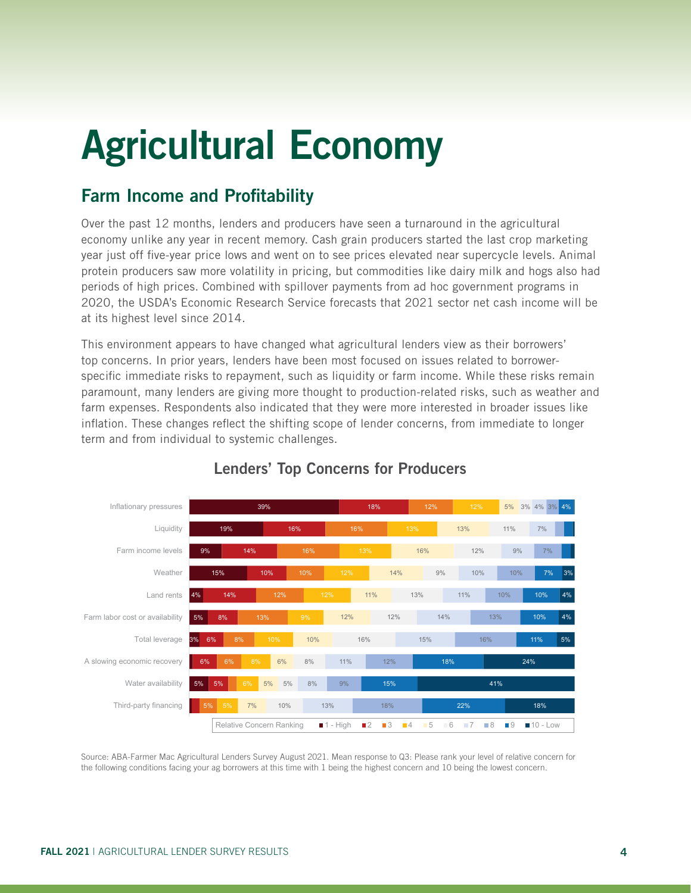# Agricultural Economy

## Farm Income and Profitability

Over the past 12 months, lenders and producers have seen a turnaround in the agricultural economy unlike any year in recent memory. Cash grain producers started the last crop marketing year just off five-year price lows and went on to see prices elevated near supercycle levels. Animal protein producers saw more volatility in pricing, but commodities like dairy milk and hogs also had periods of high prices. Combined with spillover payments from ad hoc government programs in 2020, the USDA's Economic Research Service forecasts that 2021 sector net cash income will be at its highest level since 2014.

This environment appears to have changed what agricultural lenders view as their borrowers' top concerns. In prior years, lenders have been most focused on issues related to borrower-specific immediate risks to repayment, such as liquidity or farm income. While these risks remain paramount, many lenders are giving more thought to production-related risks, such as weather and farm expenses. Respondents also indicated that they were more interested in broader issues like inflation. These changes reflect the shifting scope of lender concerns, from immediate to longer term and from individual to systemic challenges.

### Lenders' Top Concerns for Producers

Relative Concern Ranking

| | 1 - High | 2 | 3 | 4 | 5 | 6 | 7 | 8 | 9 | 10 - Low |
|---|---|---|---|---|---|---|---|---|---|---|
| Inflationary pressures | 39% | 18% | 12% | 12% | 5% | 3% | 4% | 3% | 4% | |
| Liquidity | 19% | 16% | 16% | 13% | 13% | 11% | 7% | | | |
| Farm income levels | 9% | 14% | 16% | 13% | 16% | 12% | 9% | 7% | | |
| Weather | 15% | 10% | 10% | 12% | 14% | 9% | 10% | 10% | 7% | 3% |
| Land rents | 4% | 14% | 12% | 12% | 11% | 13% | 11% | 10% | 10% | 4% |
| Farm labor cost or availability | 5% | 8% | 13% | 9% | 12% | 12% | 14% | 13% | 10% | 4% |
| Total leverage | 3% | 6% | 8% | 10% | 10% | 16% | 15% | 16% | 11% | 5% |
| A slowing economic recovery | | 6% | 6% | 8% | 6% | 8% | 11% | 12% | 18% | 24% |
| Water availability | 5% | 5% | | 6% | 5% | 5% | 8% | 9% | 15% | 41% |
| Third-party financing | | | 5% | 5% | 7% | 10% | 13% | 18% | 22% | 18% |

Source: ABA-Farmer Mac Agricultural Lenders Survey August 2021. Mean response to Q3: Please rank your level of relative concern for the following conditions facing your ag borrowers at this time with 1 being the highest concern and 10 being the lowest concern.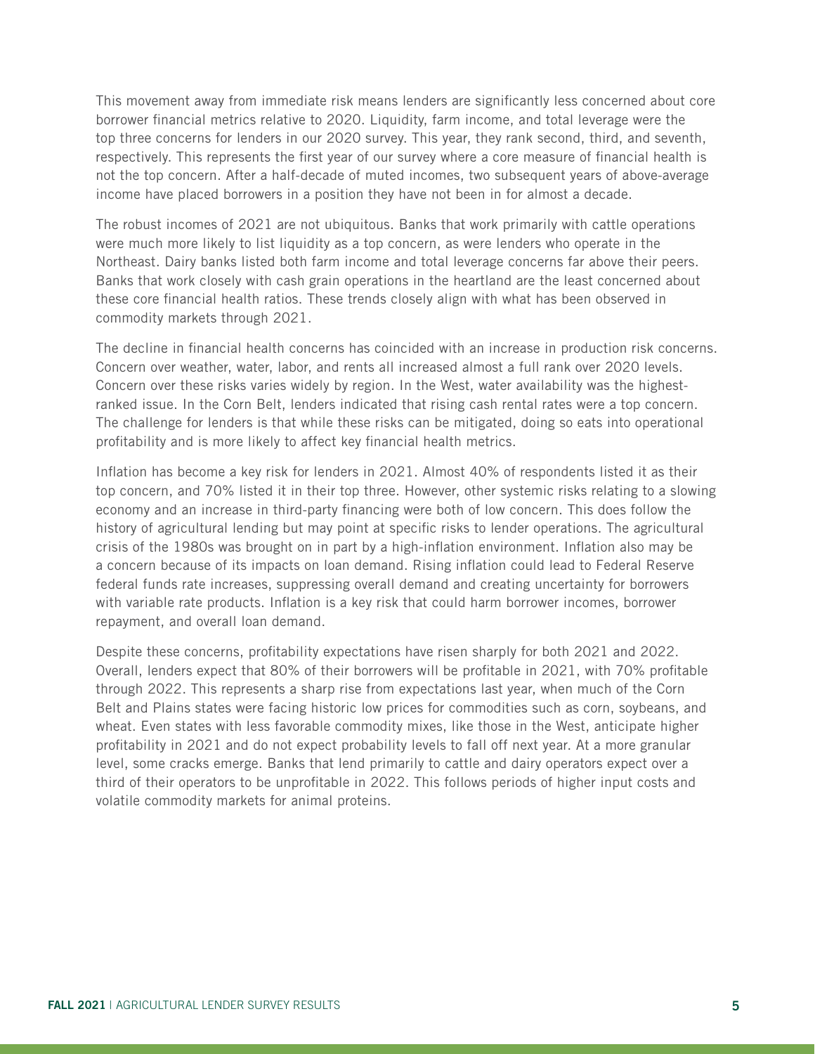This movement away from immediate risk means lenders are significantly less concerned about core borrower financial metrics relative to 2020. Liquidity, farm income, and total leverage were the top three concerns for lenders in our 2020 survey. This year, they rank second, third, and seventh, respectively. This represents the first year of our survey where a core measure of financial health is not the top concern. After a half-decade of muted incomes, two subsequent years of above-average income have placed borrowers in a position they have not been in for almost a decade.

The robust incomes of 2021 are not ubiquitous. Banks that work primarily with cattle operations were much more likely to list liquidity as a top concern, as were lenders who operate in the Northeast. Dairy banks listed both farm income and total leverage concerns far above their peers. Banks that work closely with cash grain operations in the heartland are the least concerned about these core financial health ratios. These trends closely align with what has been observed in commodity markets through 2021.

The decline in financial health concerns has coincided with an increase in production risk concerns. Concern over weather, water, labor, and rents all increased almost a full rank over 2020 levels. Concern over these risks varies widely by region. In the West, water availability was the highest-ranked issue. In the Corn Belt, lenders indicated that rising cash rental rates were a top concern. The challenge for lenders is that while these risks can be mitigated, doing so eats into operational profitability and is more likely to affect key financial health metrics.

Inflation has become a key risk for lenders in 2021. Almost 40% of respondents listed it as their top concern, and 70% listed it in their top three. However, other systemic risks relating to a slowing economy and an increase in third-party financing were both of low concern. This does follow the history of agricultural lending but may point at specific risks to lender operations. The agricultural crisis of the 1980s was brought on in part by a high-inflation environment. Inflation also may be a concern because of its impacts on loan demand. Rising inflation could lead to Federal Reserve federal funds rate increases, suppressing overall demand and creating uncertainty for borrowers with variable rate products. Inflation is a key risk that could harm borrower incomes, borrower repayment, and overall loan demand.

Despite these concerns, profitability expectations have risen sharply for both 2021 and 2022. Overall, lenders expect that 80% of their borrowers will be profitable in 2021, with 70% profitable through 2022. This represents a sharp rise from expectations last year, when much of the Corn Belt and Plains states were facing historic low prices for commodities such as corn, soybeans, and wheat. Even states with less favorable commodity mixes, like those in the West, anticipate higher profitability in 2021 and do not expect probability levels to fall off next year. At a more granular level, some cracks emerge. Banks that lend primarily to cattle and dairy operators expect over a third of their operators to be unprofitable in 2022. This follows periods of higher input costs and volatile commodity markets for animal proteins.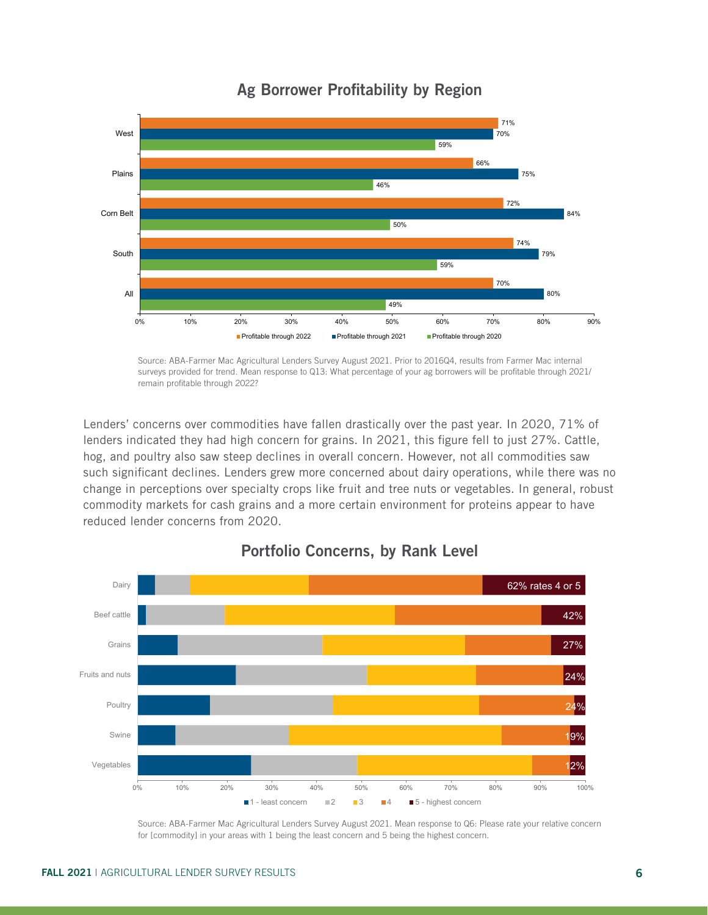## Ag Borrower Profitability by Region

| Region | Profitable through 2022 | Profitable through 2021 | Profitable through 2020 |
|---|---|---|---|
| West | 71% | 70% | 59% |
| Plains | 66% | 75% | 46% |
| Corn Belt | 72% | 84% | 50% |
| South | 74% | 79% | 59% |
| All | 70% | 80% | 49% |

Source: ABA-Farmer Mac Agricultural Lenders Survey August 2021. Prior to 2016Q4, results from Farmer Mac internal surveys provided for trend. Mean response to Q13: What percentage of your ag borrowers will be profitable through 2021/ remain profitable through 2022?

Lenders' concerns over commodities have fallen drastically over the past year. In 2020, 71% of lenders indicated they had high concern for grains. In 2021, this figure fell to just 27%. Cattle, hog, and poultry also saw steep declines in overall concern. However, not all commodities saw such significant declines. Lenders grew more concerned about dairy operations, while there was no change in perceptions over specialty crops like fruit and tree nuts or vegetables. In general, robust commodity markets for cash grains and a more certain environment for proteins appear to have reduced lender concerns from 2020.

## Portfolio Concerns, by Rank Level

| Commodity | Share rating 4 or 5 |
|---|---|
| Dairy | 62% rates 4 or 5 |
| Beef cattle | 42% |
| Grains | 27% |
| Fruits and nuts | 24% |
| Poultry | 24% |
| Swine | 19% |
| Vegetables | 12% |

Legend: 1 - least concern; 2; 3; 4; 5 - highest concern

Source: ABA-Farmer Mac Agricultural Lenders Survey August 2021. Mean response to Q6: Please rate your relative concern for [commodity] in your areas with 1 being the least concern and 5 being the highest concern.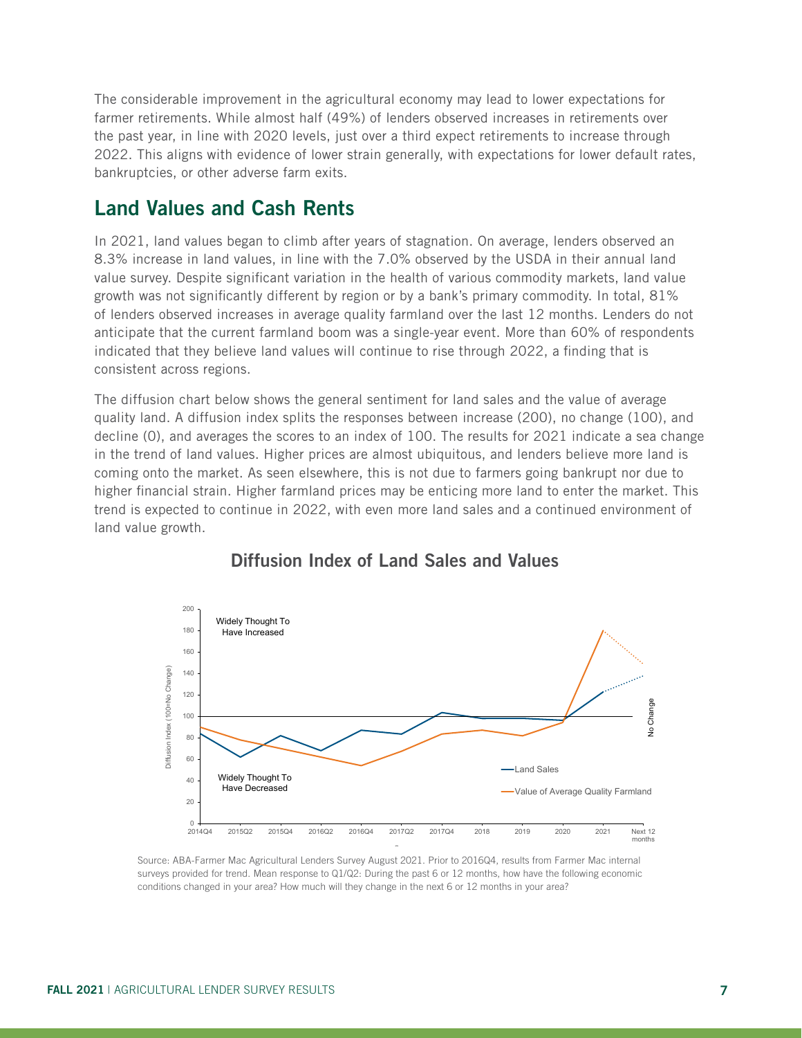The considerable improvement in the agricultural economy may lead to lower expectations for farmer retirements. While almost half (49%) of lenders observed increases in retirements over the past year, in line with 2020 levels, just over a third expect retirements to increase through 2022. This aligns with evidence of lower strain generally, with expectations for lower default rates, bankruptcies, or other adverse farm exits.

## Land Values and Cash Rents

In 2021, land values began to climb after years of stagnation. On average, lenders observed an 8.3% increase in land values, in line with the 7.0% observed by the USDA in their annual land value survey. Despite significant variation in the health of various commodity markets, land value growth was not significantly different by region or by a bank's primary commodity. In total, 81% of lenders observed increases in average quality farmland over the last 12 months. Lenders do not anticipate that the current farmland boom was a single-year event. More than 60% of respondents indicated that they believe land values will continue to rise through 2022, a finding that is consistent across regions.

The diffusion chart below shows the general sentiment for land sales and the value of average quality land. A diffusion index splits the responses between increase (200), no change (100), and decline (0), and averages the scores to an index of 100. The results for 2021 indicate a sea change in the trend of land values. Higher prices are almost ubiquitous, and lenders believe more land is coming onto the market. As seen elsewhere, this is not due to farmers going bankrupt nor due to higher financial strain. Higher farmland prices may be enticing more land to enter the market. This trend is expected to continue in 2022, with even more land sales and a continued environment of land value growth.

### Diffusion Index of Land Sales and Values

Source: ABA-Farmer Mac Agricultural Lenders Survey August 2021. Prior to 2016Q4, results from Farmer Mac internal surveys provided for trend. Mean response to Q1/Q2: During the past 6 or 12 months, how have the following economic conditions changed in your area? How much will they change in the next 6 or 12 months in your area?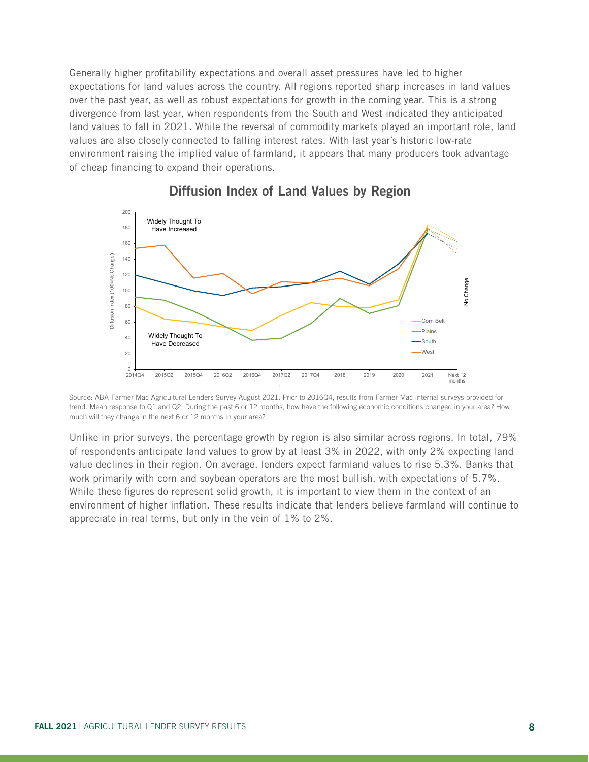Generally higher profitability expectations and overall asset pressures have led to higher expectations for land values across the country. All regions reported sharp increases in land values over the past year, as well as robust expectations for growth in the coming year. This is a strong divergence from last year, when respondents from the South and West indicated they anticipated land values to fall in 2021. While the reversal of commodity markets played an important role, land values are also closely connected to falling interest rates. With last year's historic low-rate environment raising the implied value of farmland, it appears that many producers took advantage of cheap financing to expand their operations.

## Diffusion Index of Land Values by Region

Source: ABA-Farmer Mac Agricultural Lenders Survey August 2021. Prior to 2016Q4, results from Farmer Mac internal surveys provided for trend. Mean response to Q1 and Q2: During the past 6 or 12 months, how have the following economic conditions changed in your area? How much will they change in the next 6 or 12 months in your area?

Unlike in prior surveys, the percentage growth by region is also similar across regions. In total, 79% of respondents anticipate land values to grow by at least 3% in 2022, with only 2% expecting land value declines in their region. On average, lenders expect farmland values to rise 5.3%. Banks that work primarily with corn and soybean operators are the most bullish, with expectations of 5.7%. While these figures do represent solid growth, it is important to view them in the context of an environment of higher inflation. These results indicate that lenders believe farmland will continue to appreciate in real terms, but only in the vein of 1% to 2%.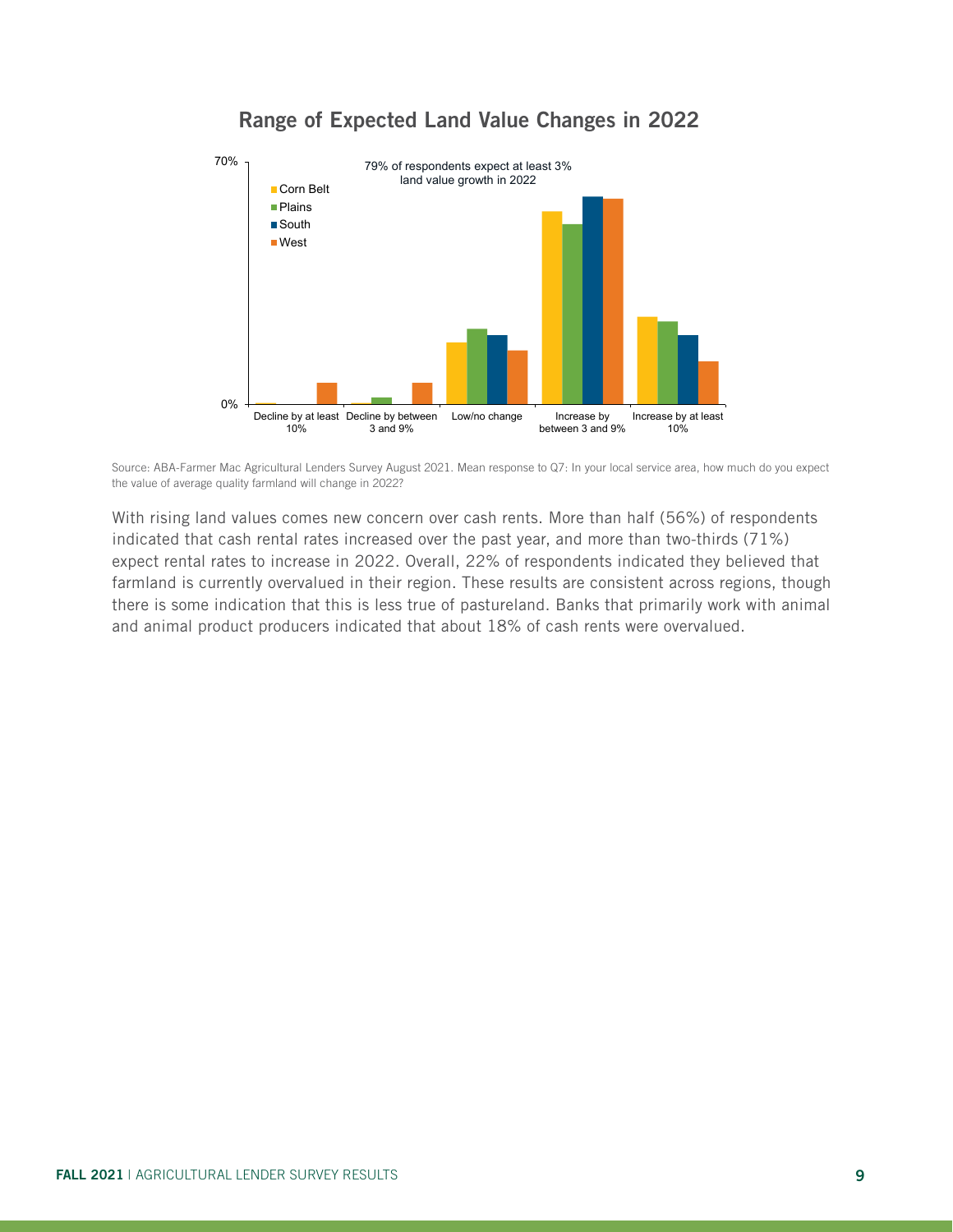## Range of Expected Land Value Changes in 2022

Source: ABA-Farmer Mac Agricultural Lenders Survey August 2021. Mean response to Q7: In your local service area, how much do you expect the value of average quality farmland will change in 2022?

With rising land values comes new concern over cash rents. More than half (56%) of respondents indicated that cash rental rates increased over the past year, and more than two-thirds (71%) expect rental rates to increase in 2022. Overall, 22% of respondents indicated they believed that farmland is currently overvalued in their region. These results are consistent across regions, though there is some indication that this is less true of pastureland. Banks that primarily work with animal and animal product producers indicated that about 18% of cash rents were overvalued.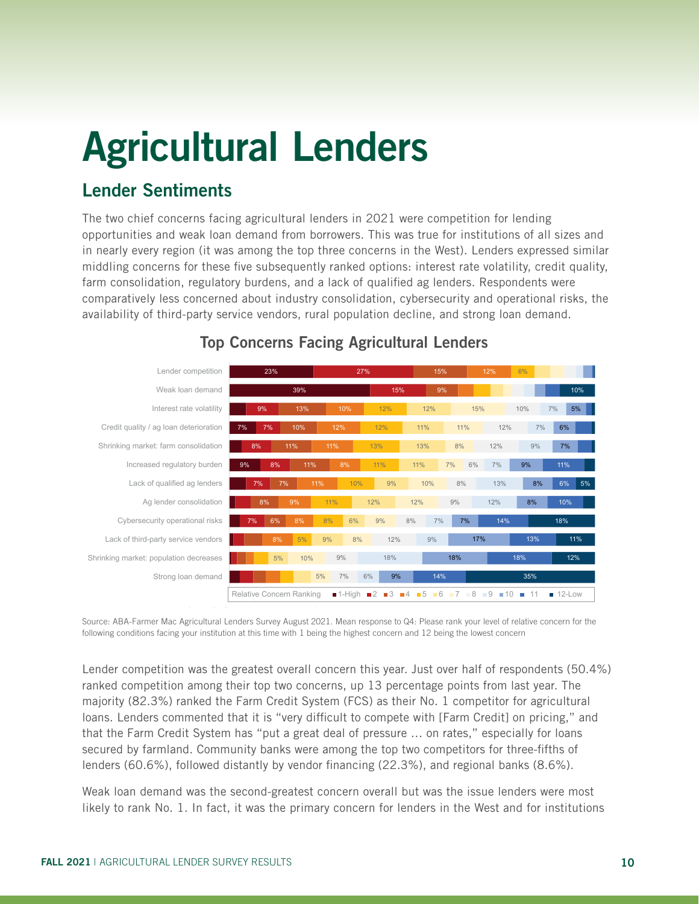# Agricultural Lenders

## Lender Sentiments

The two chief concerns facing agricultural lenders in 2021 were competition for lending opportunities and weak loan demand from borrowers. This was true for institutions of all sizes and in nearly every region (it was among the top three concerns in the West). Lenders expressed similar middling concerns for these five subsequently ranked options: interest rate volatility, credit quality, farm consolidation, regulatory burdens, and a lack of qualified ag lenders. Respondents were comparatively less concerned about industry consolidation, cybersecurity and operational risks, the availability of third-party service vendors, rural population decline, and strong loan demand.

### Top Concerns Facing Agricultural Lenders

Source: ABA-Farmer Mac Agricultural Lenders Survey August 2021. Mean response to Q4: Please rank your level of relative concern for the following conditions facing your institution at this time with 1 being the highest concern and 12 being the lowest concern

Lender competition was the greatest overall concern this year. Just over half of respondents (50.4%) ranked competition among their top two concerns, up 13 percentage points from last year. The majority (82.3%) ranked the Farm Credit System (FCS) as their No. 1 competitor for agricultural loans. Lenders commented that it is "very difficult to compete with [Farm Credit] on pricing," and that the Farm Credit System has "put a great deal of pressure … on rates," especially for loans secured by farmland. Community banks were among the top two competitors for three-fifths of lenders (60.6%), followed distantly by vendor financing (22.3%), and regional banks (8.6%).

Weak loan demand was the second-greatest concern overall but was the issue lenders were most likely to rank No. 1. In fact, it was the primary concern for lenders in the West and for institutions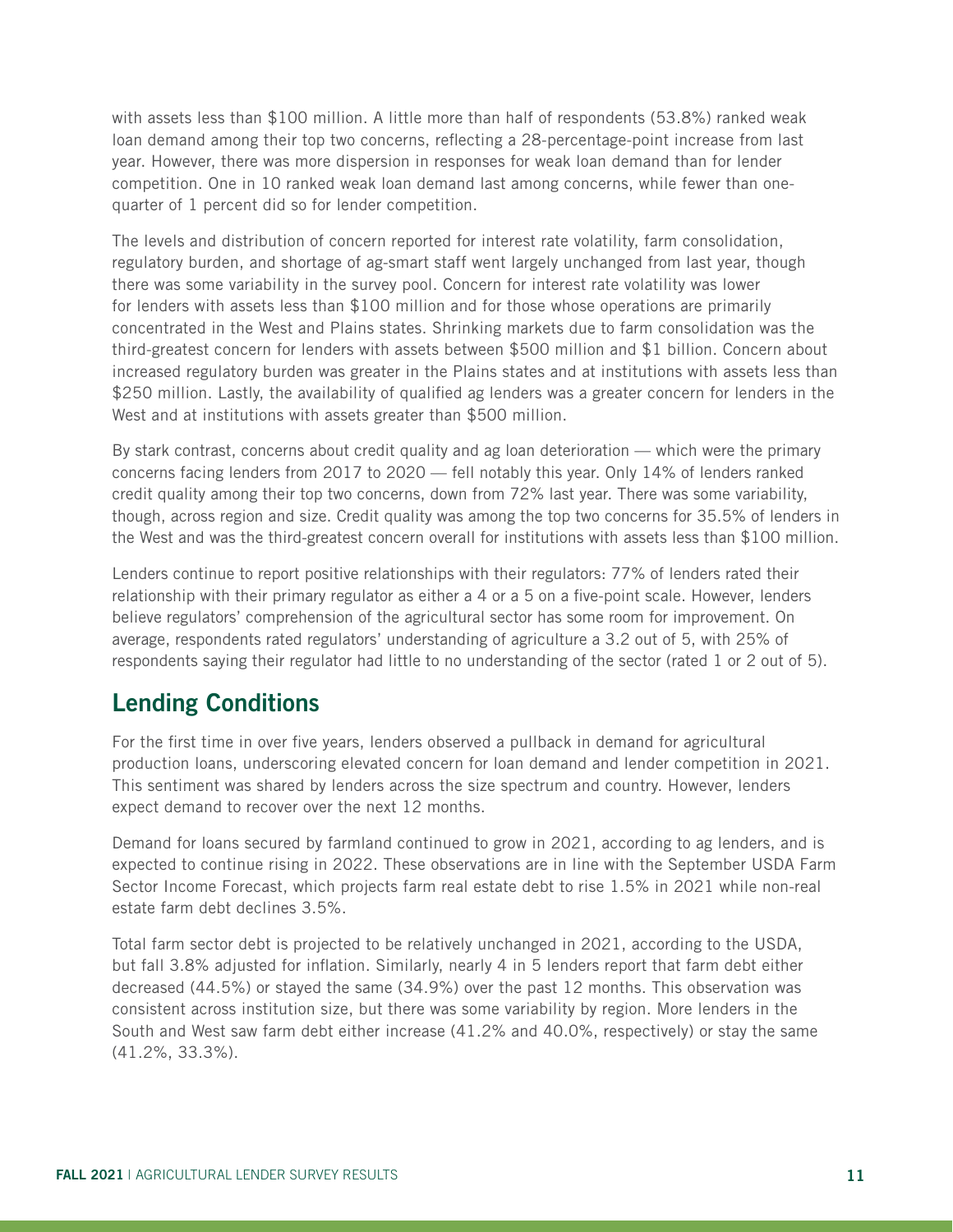with assets less than $100 million. A little more than half of respondents (53.8%) ranked weak loan demand among their top two concerns, reflecting a 28-percentage-point increase from last year. However, there was more dispersion in responses for weak loan demand than for lender competition. One in 10 ranked weak loan demand last among concerns, while fewer than one-quarter of 1 percent did so for lender competition.

The levels and distribution of concern reported for interest rate volatility, farm consolidation, regulatory burden, and shortage of ag-smart staff went largely unchanged from last year, though there was some variability in the survey pool. Concern for interest rate volatility was lower for lenders with assets less than $100 million and for those whose operations are primarily concentrated in the West and Plains states. Shrinking markets due to farm consolidation was the third-greatest concern for lenders with assets between $500 million and $1 billion. Concern about increased regulatory burden was greater in the Plains states and at institutions with assets less than $250 million. Lastly, the availability of qualified ag lenders was a greater concern for lenders in the West and at institutions with assets greater than $500 million.

By stark contrast, concerns about credit quality and ag loan deterioration — which were the primary concerns facing lenders from 2017 to 2020 — fell notably this year. Only 14% of lenders ranked credit quality among their top two concerns, down from 72% last year. There was some variability, though, across region and size. Credit quality was among the top two concerns for 35.5% of lenders in the West and was the third-greatest concern overall for institutions with assets less than $100 million.

Lenders continue to report positive relationships with their regulators: 77% of lenders rated their relationship with their primary regulator as either a 4 or a 5 on a five-point scale. However, lenders believe regulators' comprehension of the agricultural sector has some room for improvement. On average, respondents rated regulators' understanding of agriculture a 3.2 out of 5, with 25% of respondents saying their regulator had little to no understanding of the sector (rated 1 or 2 out of 5).

## Lending Conditions

For the first time in over five years, lenders observed a pullback in demand for agricultural production loans, underscoring elevated concern for loan demand and lender competition in 2021. This sentiment was shared by lenders across the size spectrum and country. However, lenders expect demand to recover over the next 12 months.

Demand for loans secured by farmland continued to grow in 2021, according to ag lenders, and is expected to continue rising in 2022. These observations are in line with the September USDA Farm Sector Income Forecast, which projects farm real estate debt to rise 1.5% in 2021 while non-real estate farm debt declines 3.5%.

Total farm sector debt is projected to be relatively unchanged in 2021, according to the USDA, but fall 3.8% adjusted for inflation. Similarly, nearly 4 in 5 lenders report that farm debt either decreased (44.5%) or stayed the same (34.9%) over the past 12 months. This observation was consistent across institution size, but there was some variability by region. More lenders in the South and West saw farm debt either increase (41.2% and 40.0%, respectively) or stay the same (41.2%, 33.3%).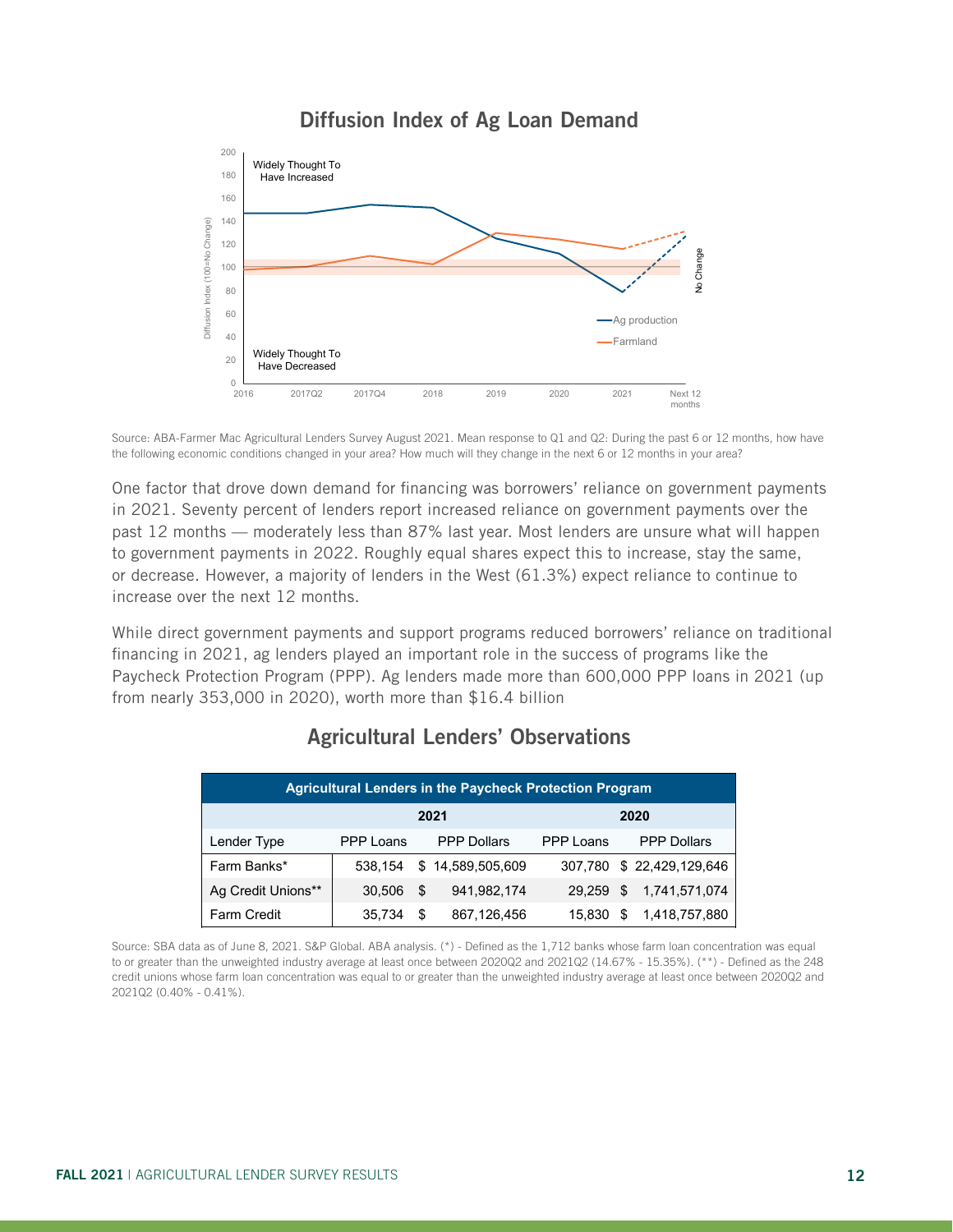## Diffusion Index of Ag Loan Demand

Source: ABA-Farmer Mac Agricultural Lenders Survey August 2021. Mean response to Q1 and Q2: During the past 6 or 12 months, how have the following economic conditions changed in your area? How much will they change in the next 6 or 12 months in your area?

One factor that drove down demand for financing was borrowers' reliance on government payments in 2021. Seventy percent of lenders report increased reliance on government payments over the past 12 months — moderately less than 87% last year. Most lenders are unsure what will happen to government payments in 2022. Roughly equal shares expect this to increase, stay the same, or decrease. However, a majority of lenders in the West (61.3%) expect reliance to continue to increase over the next 12 months.

While direct government payments and support programs reduced borrowers' reliance on traditional financing in 2021, ag lenders played an important role in the success of programs like the Paycheck Protection Program (PPP). Ag lenders made more than 600,000 PPP loans in 2021 (up from nearly 353,000 in 2020), worth more than $16.4 billion

## Agricultural Lenders' Observations

| Agricultural Lenders in the Paycheck Protection Program | | | | |
|---|---|---|---|---|
| | 2021 | | 2020 | |
| Lender Type | PPP Loans | PPP Dollars | PPP Loans | PPP Dollars |
| Farm Banks* | 538,154 | $ 14,589,505,609 | 307,780 | $ 22,429,129,646 |
| Ag Credit Unions** | 30,506 | $ 941,982,174 | 29,259 | $ 1,741,571,074 |
| Farm Credit | 35,734 | $ 867,126,456 | 15,830 | $ 1,418,757,880 |

Source: SBA data as of June 8, 2021. S&P Global. ABA analysis. (*) - Defined as the 1,712 banks whose farm loan concentration was equal to or greater than the unweighted industry average at least once between 2020Q2 and 2021Q2 (14.67% - 15.35%). (**) - Defined as the 248 credit unions whose farm loan concentration was equal to or greater than the unweighted industry average at least once between 2020Q2 and 2021Q2 (0.40% - 0.41%).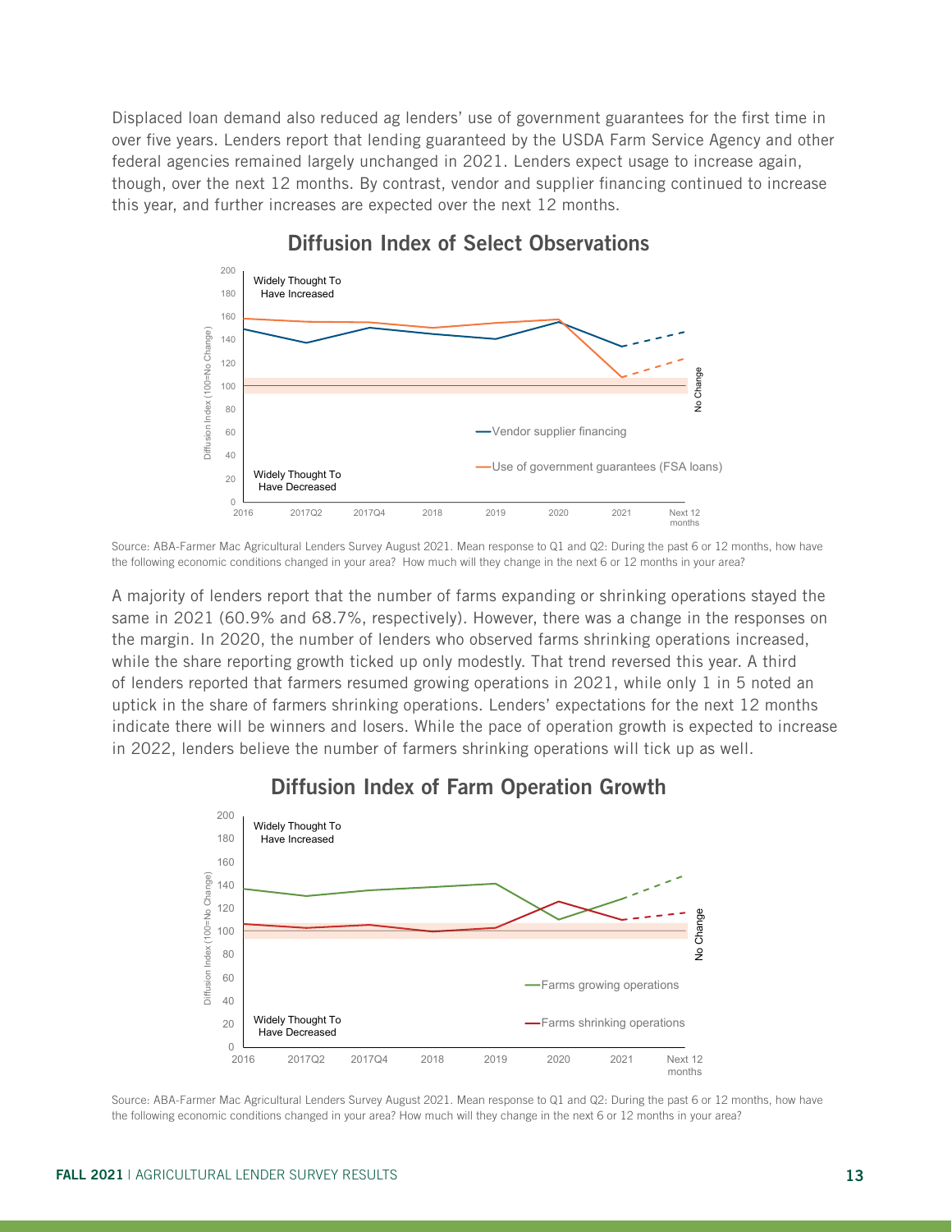Displaced loan demand also reduced ag lenders' use of government guarantees for the first time in over five years. Lenders report that lending guaranteed by the USDA Farm Service Agency and other federal agencies remained largely unchanged in 2021. Lenders expect usage to increase again, though, over the next 12 months. By contrast, vendor and supplier financing continued to increase this year, and further increases are expected over the next 12 months.

## Diffusion Index of Select Observations

Source: ABA-Farmer Mac Agricultural Lenders Survey August 2021. Mean response to Q1 and Q2: During the past 6 or 12 months, how have the following economic conditions changed in your area? How much will they change in the next 6 or 12 months in your area?

A majority of lenders report that the number of farms expanding or shrinking operations stayed the same in 2021 (60.9% and 68.7%, respectively). However, there was a change in the responses on the margin. In 2020, the number of lenders who observed farms shrinking operations increased, while the share reporting growth ticked up only modestly. That trend reversed this year. A third of lenders reported that farmers resumed growing operations in 2021, while only 1 in 5 noted an uptick in the share of farmers shrinking operations. Lenders' expectations for the next 12 months indicate there will be winners and losers. While the pace of operation growth is expected to increase in 2022, lenders believe the number of farmers shrinking operations will tick up as well.

## Diffusion Index of Farm Operation Growth

Source: ABA-Farmer Mac Agricultural Lenders Survey August 2021. Mean response to Q1 and Q2: During the past 6 or 12 months, how have the following economic conditions changed in your area? How much will they change in the next 6 or 12 months in your area?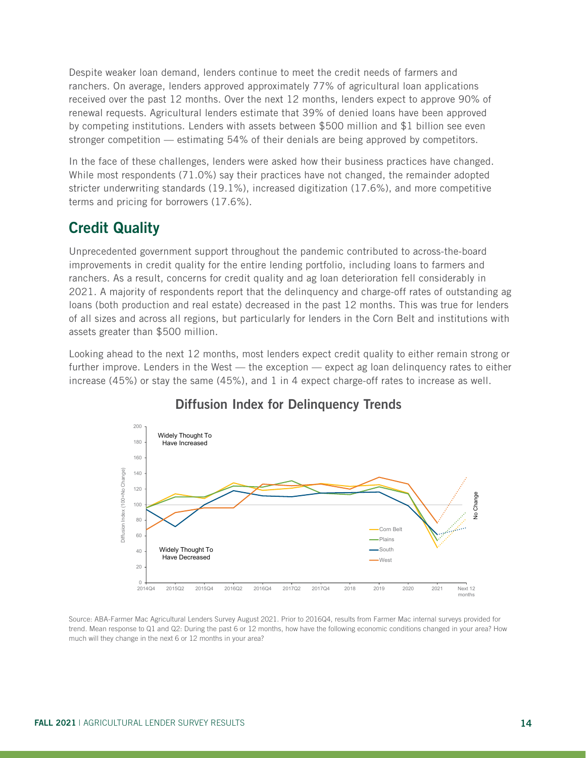Despite weaker loan demand, lenders continue to meet the credit needs of farmers and ranchers. On average, lenders approved approximately 77% of agricultural loan applications received over the past 12 months. Over the next 12 months, lenders expect to approve 90% of renewal requests. Agricultural lenders estimate that 39% of denied loans have been approved by competing institutions. Lenders with assets between $500 million and $1 billion see even stronger competition — estimating 54% of their denials are being approved by competitors.

In the face of these challenges, lenders were asked how their business practices have changed. While most respondents (71.0%) say their practices have not changed, the remainder adopted stricter underwriting standards (19.1%), increased digitization (17.6%), and more competitive terms and pricing for borrowers (17.6%).

## Credit Quality

Unprecedented government support throughout the pandemic contributed to across-the-board improvements in credit quality for the entire lending portfolio, including loans to farmers and ranchers. As a result, concerns for credit quality and ag loan deterioration fell considerably in 2021. A majority of respondents report that the delinquency and charge-off rates of outstanding ag loans (both production and real estate) decreased in the past 12 months. This was true for lenders of all sizes and across all regions, but particularly for lenders in the Corn Belt and institutions with assets greater than $500 million.

Looking ahead to the next 12 months, most lenders expect credit quality to either remain strong or further improve. Lenders in the West — the exception — expect ag loan delinquency rates to either increase (45%) or stay the same (45%), and 1 in 4 expect charge-off rates to increase as well.

### Diffusion Index for Delinquency Trends

Source: ABA-Farmer Mac Agricultural Lenders Survey August 2021. Prior to 2016Q4, results from Farmer Mac internal surveys provided for trend. Mean response to Q1 and Q2: During the past 6 or 12 months, how have the following economic conditions changed in your area? How much will they change in the next 6 or 12 months in your area?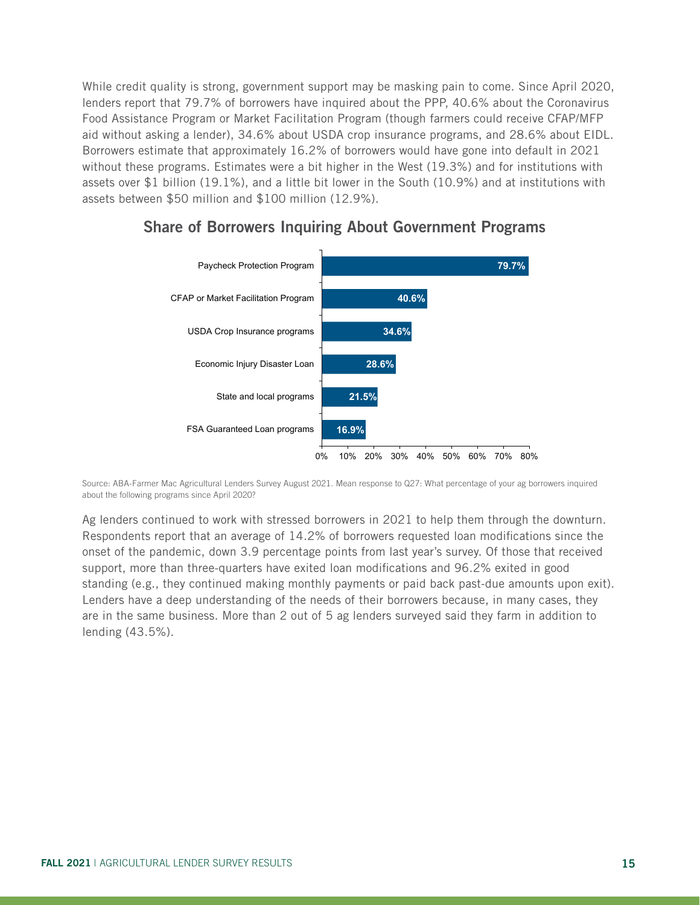While credit quality is strong, government support may be masking pain to come. Since April 2020, lenders report that 79.7% of borrowers have inquired about the PPP, 40.6% about the Coronavirus Food Assistance Program or Market Facilitation Program (though farmers could receive CFAP/MFP aid without asking a lender), 34.6% about USDA crop insurance programs, and 28.6% about EIDL. Borrowers estimate that approximately 16.2% of borrowers would have gone into default in 2021 without these programs. Estimates were a bit higher in the West (19.3%) and for institutions with assets over $1 billion (19.1%), and a little bit lower in the South (10.9%) and at institutions with assets between $50 million and $100 million (12.9%).

## Share of Borrowers Inquiring About Government Programs

| Program | Share |
|---|---|
| Paycheck Protection Program | 79.7% |
| CFAP or Market Facilitation Program | 40.6% |
| USDA Crop Insurance programs | 34.6% |
| Economic Injury Disaster Loan | 28.6% |
| State and local programs | 21.5% |
| FSA Guaranteed Loan programs | 16.9% |

Source: ABA-Farmer Mac Agricultural Lenders Survey August 2021. Mean response to Q27: What percentage of your ag borrowers inquired about the following programs since April 2020?

Ag lenders continued to work with stressed borrowers in 2021 to help them through the downturn. Respondents report that an average of 14.2% of borrowers requested loan modifications since the onset of the pandemic, down 3.9 percentage points from last year's survey. Of those that received support, more than three-quarters have exited loan modifications and 96.2% exited in good standing (e.g., they continued making monthly payments or paid back past-due amounts upon exit). Lenders have a deep understanding of the needs of their borrowers because, in many cases, they are in the same business. More than 2 out of 5 ag lenders surveyed said they farm in addition to lending (43.5%).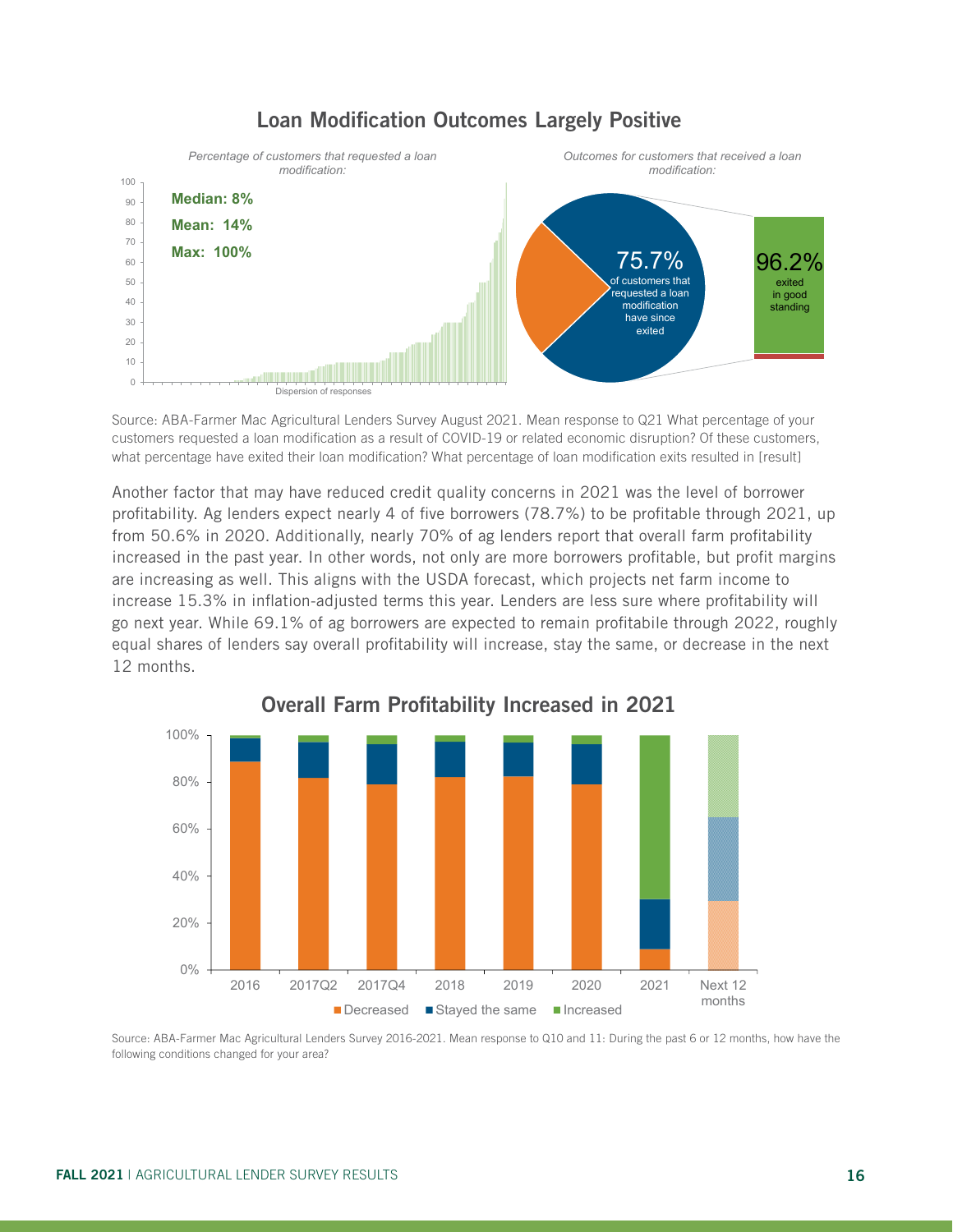## Loan Modification Outcomes Largely Positive

*Percentage of customers that requested a loan modification:*

**Median: 8%**

**Mean: 14%**

**Max: 100%**

Dispersion of responses

*Outcomes for customers that received a loan modification:*

75.7% of customers that requested a loan modification have since exited

96.2% exited in good standing

Source: ABA-Farmer Mac Agricultural Lenders Survey August 2021. Mean response to Q21 What percentage of your customers requested a loan modification as a result of COVID-19 or related economic disruption? Of these customers, what percentage have exited their loan modification? What percentage of loan modification exits resulted in [result]

Another factor that may have reduced credit quality concerns in 2021 was the level of borrower profitability. Ag lenders expect nearly 4 of five borrowers (78.7%) to be profitable through 2021, up from 50.6% in 2020. Additionally, nearly 70% of ag lenders report that overall farm profitability increased in the past year. In other words, not only are more borrowers profitable, but profit margins are increasing as well. This aligns with the USDA forecast, which projects net farm income to increase 15.3% in inflation-adjusted terms this year. Lenders are less sure where profitability will go next year. While 69.1% of ag borrowers are expected to remain profitabile through 2022, roughly equal shares of lenders say overall profitability will increase, stay the same, or decrease in the next 12 months.

## Overall Farm Profitability Increased in 2021

Decreased | Stayed the same | Increased

2016, 2017Q2, 2017Q4, 2018, 2019, 2020, 2021, Next 12 months

Source: ABA-Farmer Mac Agricultural Lenders Survey 2016-2021. Mean response to Q10 and 11: During the past 6 or 12 months, how have the following conditions changed for your area?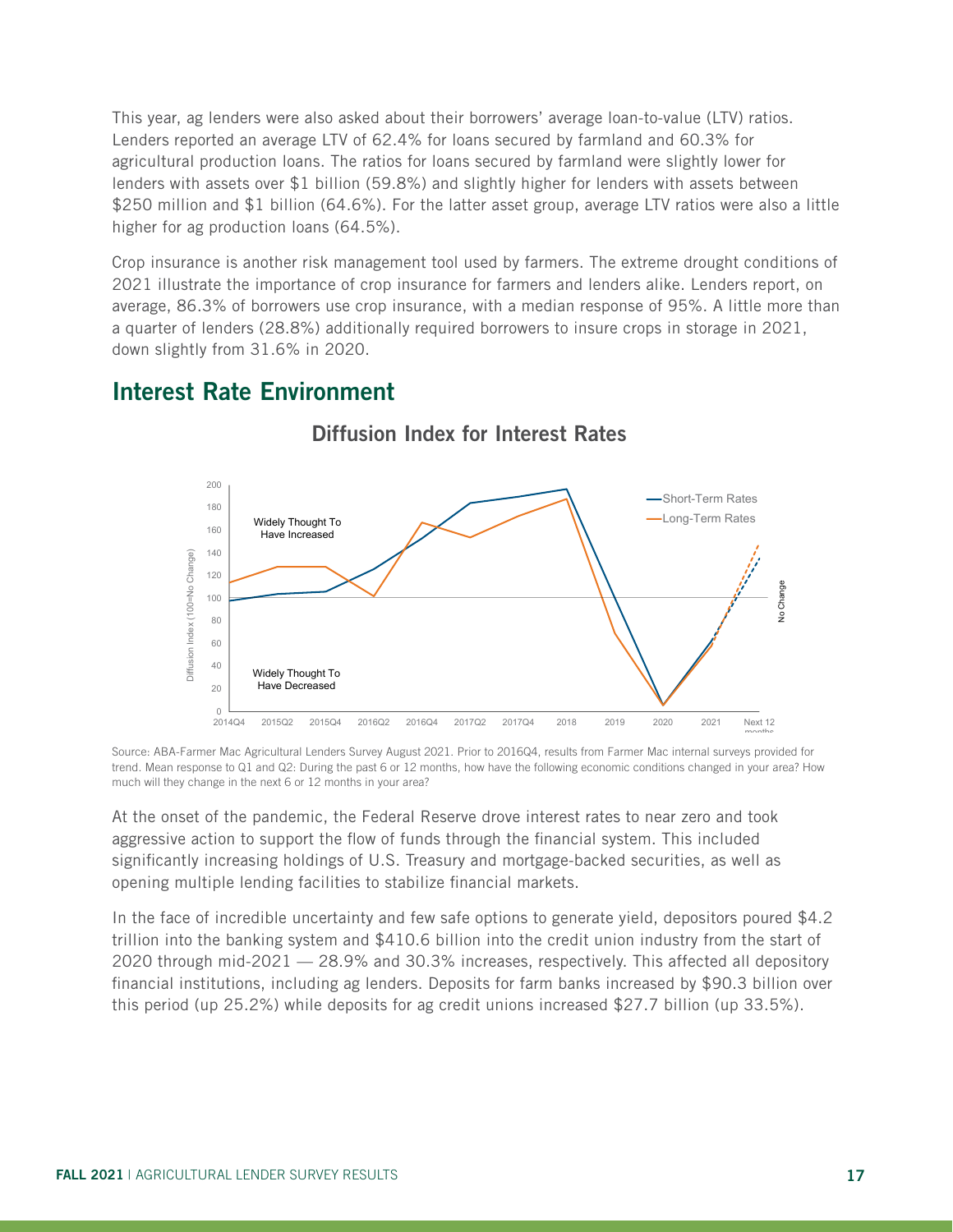This year, ag lenders were also asked about their borrowers' average loan-to-value (LTV) ratios. Lenders reported an average LTV of 62.4% for loans secured by farmland and 60.3% for agricultural production loans. The ratios for loans secured by farmland were slightly lower for lenders with assets over $1 billion (59.8%) and slightly higher for lenders with assets between $250 million and $1 billion (64.6%). For the latter asset group, average LTV ratios were also a little higher for ag production loans (64.5%).

Crop insurance is another risk management tool used by farmers. The extreme drought conditions of 2021 illustrate the importance of crop insurance for farmers and lenders alike. Lenders report, on average, 86.3% of borrowers use crop insurance, with a median response of 95%. A little more than a quarter of lenders (28.8%) additionally required borrowers to insure crops in storage in 2021, down slightly from 31.6% in 2020.

## Interest Rate Environment

### Diffusion Index for Interest Rates

Source: ABA-Farmer Mac Agricultural Lenders Survey August 2021. Prior to 2016Q4, results from Farmer Mac internal surveys provided for trend. Mean response to Q1 and Q2: During the past 6 or 12 months, how have the following economic conditions changed in your area? How much will they change in the next 6 or 12 months in your area?

At the onset of the pandemic, the Federal Reserve drove interest rates to near zero and took aggressive action to support the flow of funds through the financial system. This included significantly increasing holdings of U.S. Treasury and mortgage-backed securities, as well as opening multiple lending facilities to stabilize financial markets.

In the face of incredible uncertainty and few safe options to generate yield, depositors poured $4.2 trillion into the banking system and $410.6 billion into the credit union industry from the start of 2020 through mid-2021 — 28.9% and 30.3% increases, respectively. This affected all depository financial institutions, including ag lenders. Deposits for farm banks increased by $90.3 billion over this period (up 25.2%) while deposits for ag credit unions increased $27.7 billion (up 33.5%).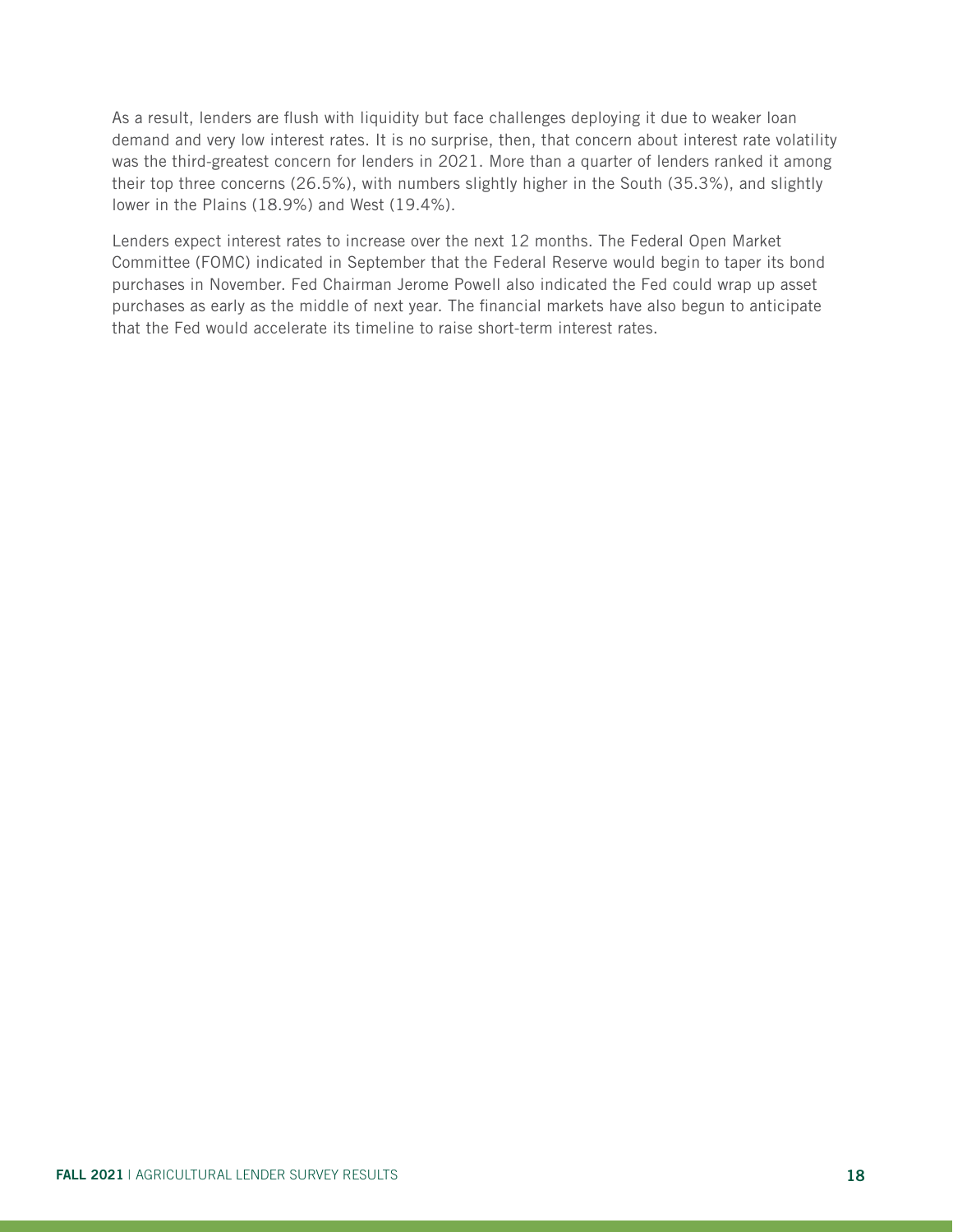As a result, lenders are flush with liquidity but face challenges deploying it due to weaker loan demand and very low interest rates. It is no surprise, then, that concern about interest rate volatility was the third-greatest concern for lenders in 2021. More than a quarter of lenders ranked it among their top three concerns (26.5%), with numbers slightly higher in the South (35.3%), and slightly lower in the Plains (18.9%) and West (19.4%).

Lenders expect interest rates to increase over the next 12 months. The Federal Open Market Committee (FOMC) indicated in September that the Federal Reserve would begin to taper its bond purchases in November. Fed Chairman Jerome Powell also indicated the Fed could wrap up asset purchases as early as the middle of next year. The financial markets have also begun to anticipate that the Fed would accelerate its timeline to raise short-term interest rates.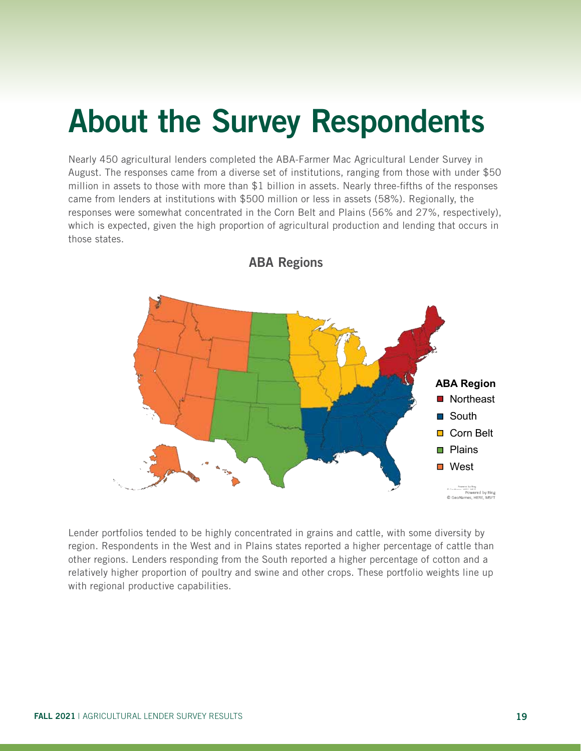# About the Survey Respondents

Nearly 450 agricultural lenders completed the ABA-Farmer Mac Agricultural Lender Survey in August. The responses came from a diverse set of institutions, ranging from those with under $50 million in assets to those with more than $1 billion in assets. Nearly three-fifths of the responses came from lenders at institutions with $500 million or less in assets (58%). Regionally, the responses were somewhat concentrated in the Corn Belt and Plains (56% and 27%, respectively), which is expected, given the high proportion of agricultural production and lending that occurs in those states.

## ABA Regions

ABA Region
- Northeast
- South
- Corn Belt
- Plains
- West

Lender portfolios tended to be highly concentrated in grains and cattle, with some diversity by region. Respondents in the West and in Plains states reported a higher percentage of cattle than other regions. Lenders responding from the South reported a higher percentage of cotton and a relatively higher proportion of poultry and swine and other crops. These portfolio weights line up with regional productive capabilities.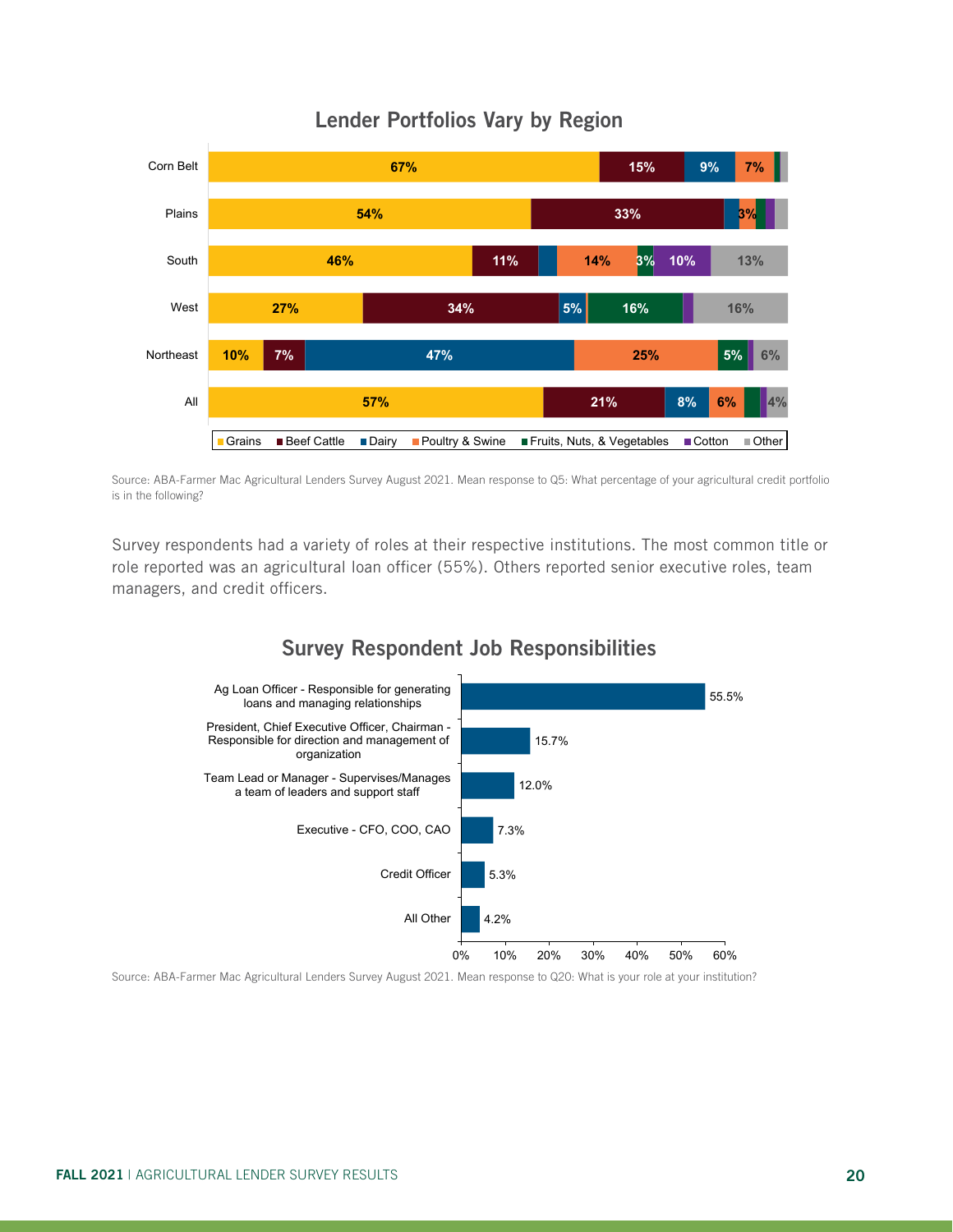## Lender Portfolios Vary by Region

| Region | Grains | Beef Cattle | Dairy | Poultry & Swine | Fruits, Nuts, & Vegetables | Cotton | Other |
|---|---|---|---|---|---|---|---|
| Corn Belt | 67% | 15% | 9% | 7% | | | |
| Plains | 54% | 33% | | 3% | | | |
| South | 46% | 11% | | 14% | 3% | 10% | 13% |
| West | 27% | 34% | 5% | | 16% | | 16% |
| Northeast | 10% | 7% | 47% | 25% | 5% | | 6% |
| All | 57% | 21% | 8% | 6% | | | 4% |

Source: ABA-Farmer Mac Agricultural Lenders Survey August 2021. Mean response to Q5: What percentage of your agricultural credit portfolio is in the following?

Survey respondents had a variety of roles at their respective institutions. The most common title or role reported was an agricultural loan officer (55%). Others reported senior executive roles, team managers, and credit officers.

## Survey Respondent Job Responsibilities

| Role | Percent |
|---|---|
| Ag Loan Officer - Responsible for generating loans and managing relationships | 55.5% |
| President, Chief Executive Officer, Chairman - Responsible for direction and management of organization | 15.7% |
| Team Lead or Manager - Supervises/Manages a team of leaders and support staff | 12.0% |
| Executive - CFO, COO, CAO | 7.3% |
| Credit Officer | 5.3% |
| All Other | 4.2% |

Source: ABA-Farmer Mac Agricultural Lenders Survey August 2021. Mean response to Q20: What is your role at your institution?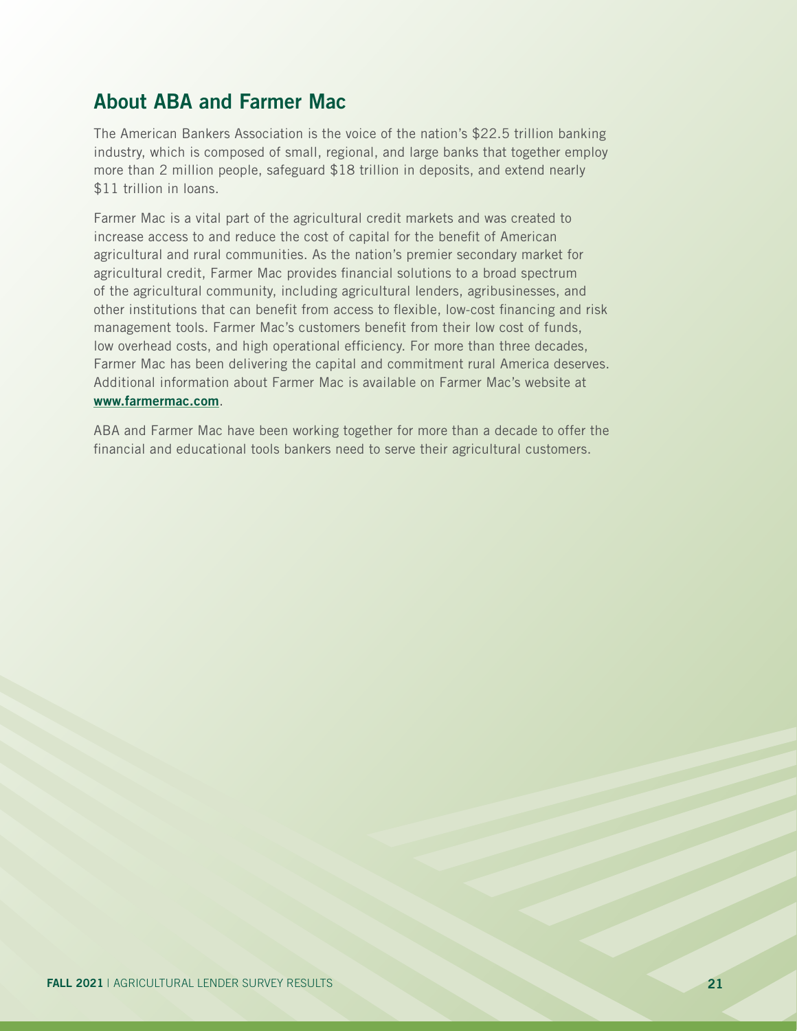## About ABA and Farmer Mac

The American Bankers Association is the voice of the nation's $22.5 trillion banking industry, which is composed of small, regional, and large banks that together employ more than 2 million people, safeguard $18 trillion in deposits, and extend nearly $11 trillion in loans.

Farmer Mac is a vital part of the agricultural credit markets and was created to increase access to and reduce the cost of capital for the benefit of American agricultural and rural communities. As the nation's premier secondary market for agricultural credit, Farmer Mac provides financial solutions to a broad spectrum of the agricultural community, including agricultural lenders, agribusinesses, and other institutions that can benefit from access to flexible, low-cost financing and risk management tools. Farmer Mac's customers benefit from their low cost of funds, low overhead costs, and high operational efficiency. For more than three decades, Farmer Mac has been delivering the capital and commitment rural America deserves. Additional information about Farmer Mac is available on Farmer Mac's website at **www.farmermac.com**.

ABA and Farmer Mac have been working together for more than a decade to offer the financial and educational tools bankers need to serve their agricultural customers.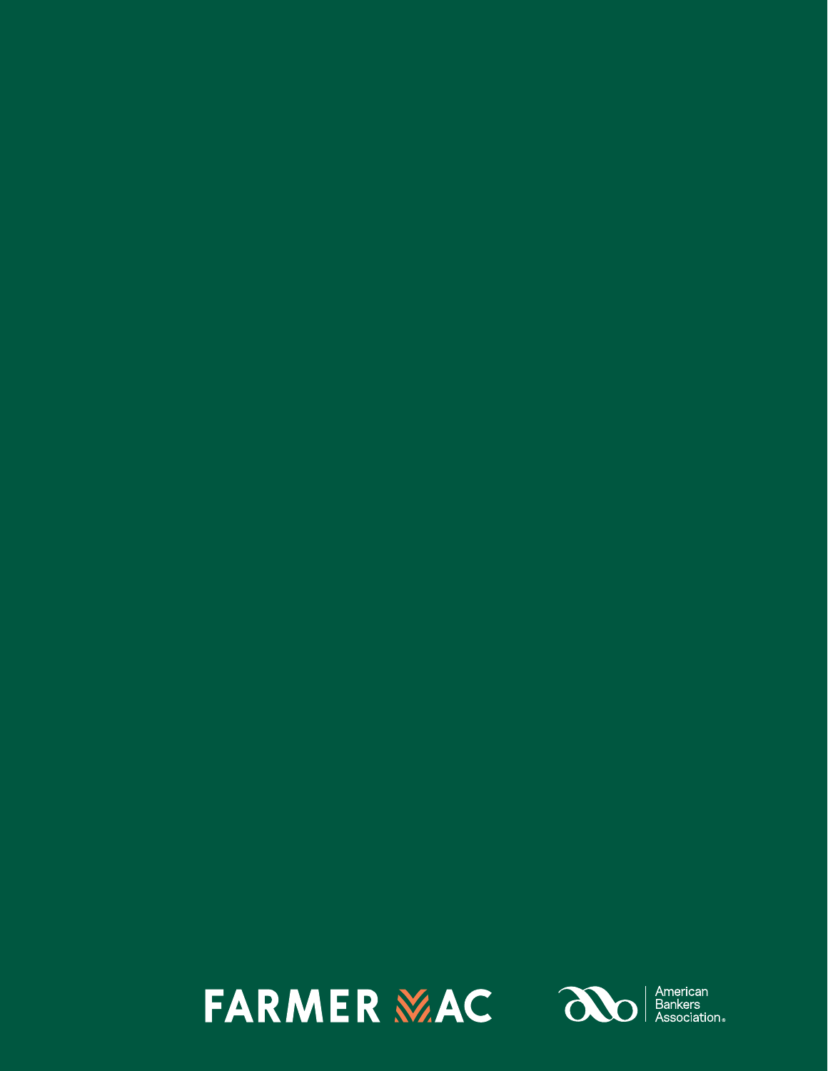FARMER MAC

American Bankers Association®